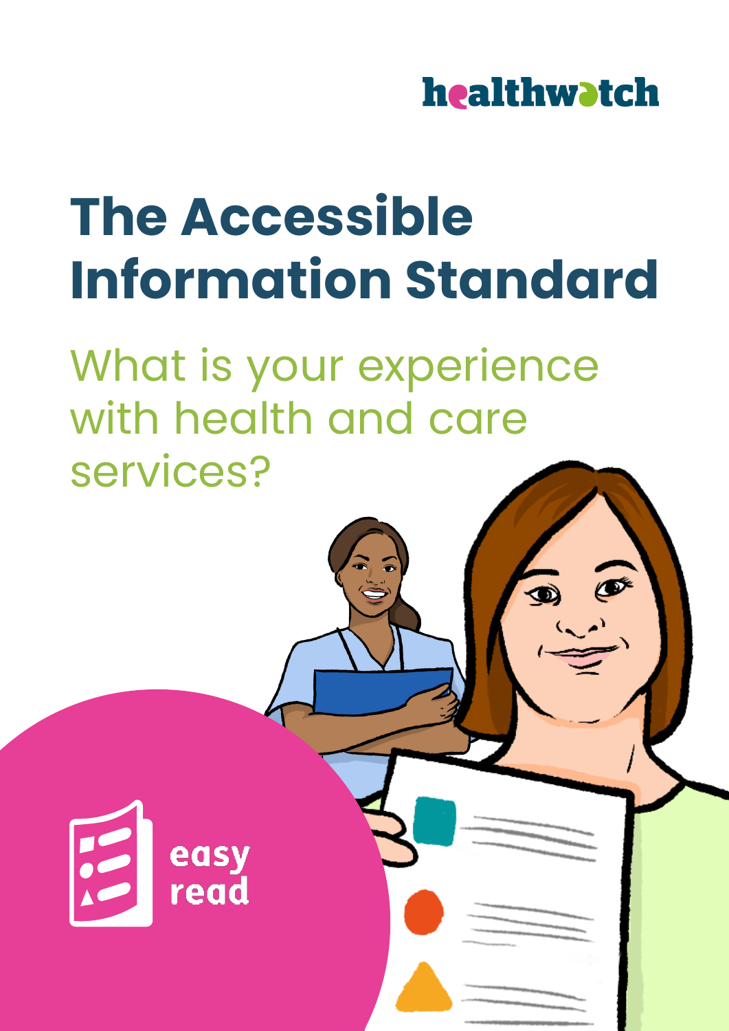healthwatch

# The Accessible Information Standard

## What is your experience with health and care services?

easy read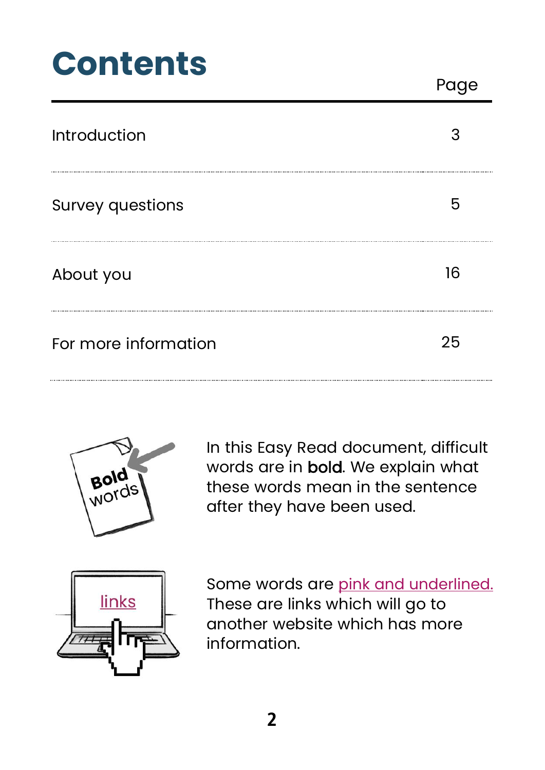# Contents

| | Page |
|---|---|
| Introduction | 3 |
| Survey questions | 5 |
| About you | 16 |
| For more information | 25 |

In this Easy Read document, difficult words are in **bold**. We explain what these words mean in the sentence after they have been used.

Some words are pink and underlined. These are links which will go to another website which has more information.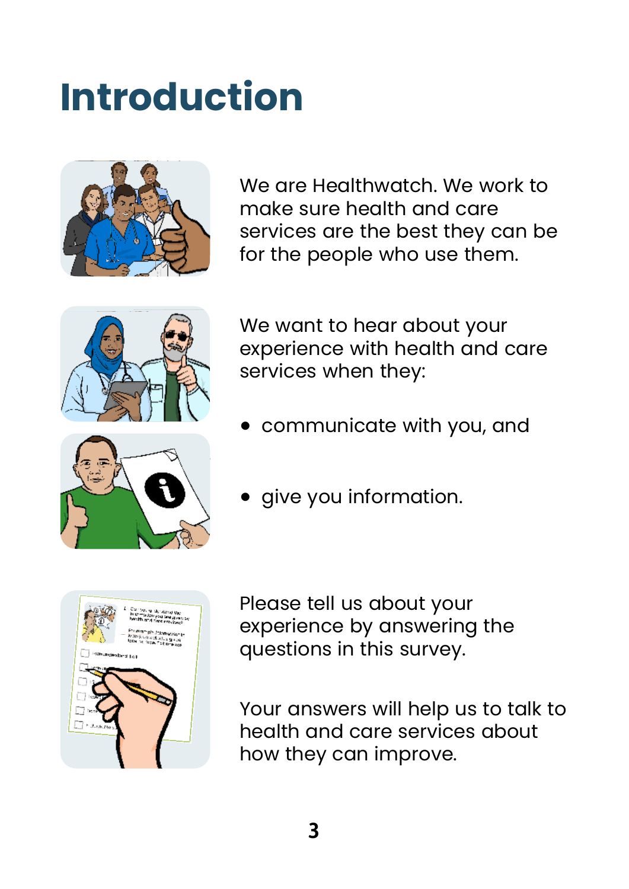# Introduction

We are Healthwatch. We work to make sure health and care services are the best they can be for the people who use them.

We want to hear about your experience with health and care services when they:

- communicate with you, and
- give you information.

Please tell us about your experience by answering the questions in this survey.

Your answers will help us to talk to health and care services about how they can improve.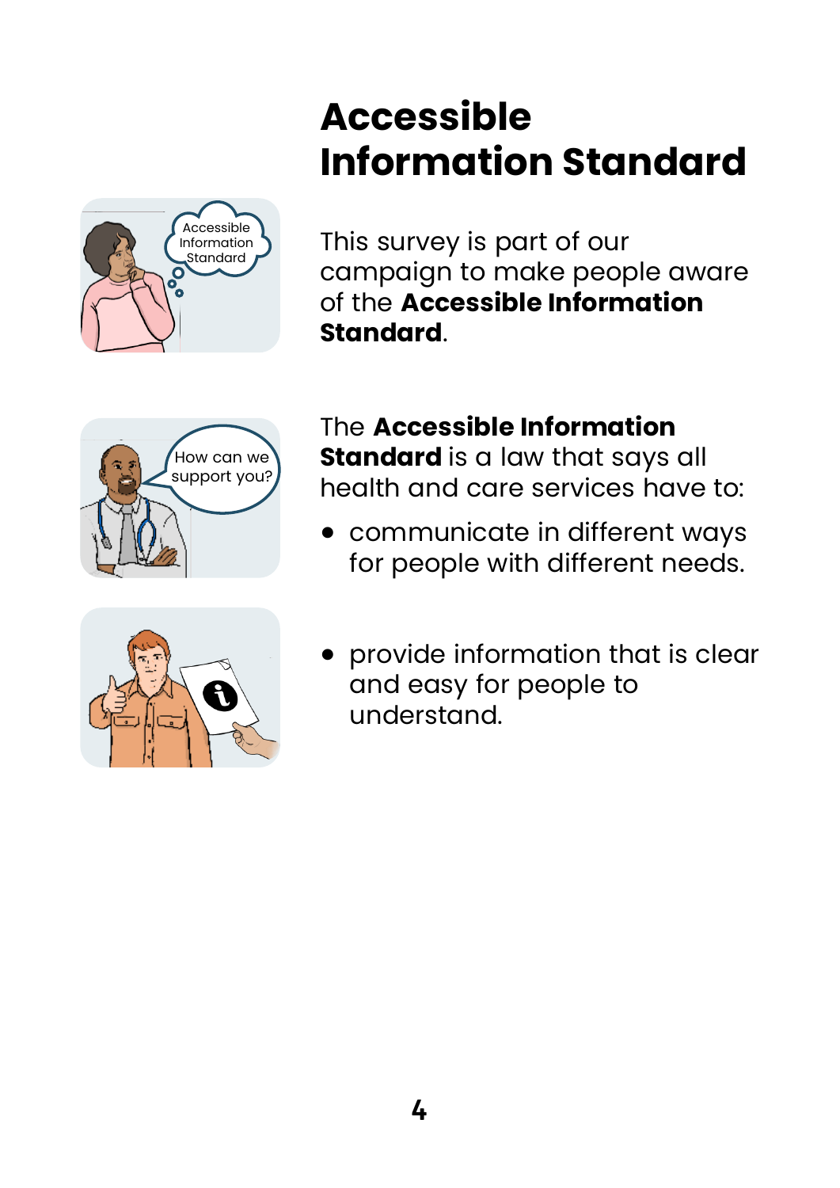# Accessible Information Standard

This survey is part of our campaign to make people aware of the **Accessible Information Standard**.

The **Accessible Information Standard** is a law that says all health and care services have to:

- communicate in different ways for people with different needs.
- provide information that is clear and easy for people to understand.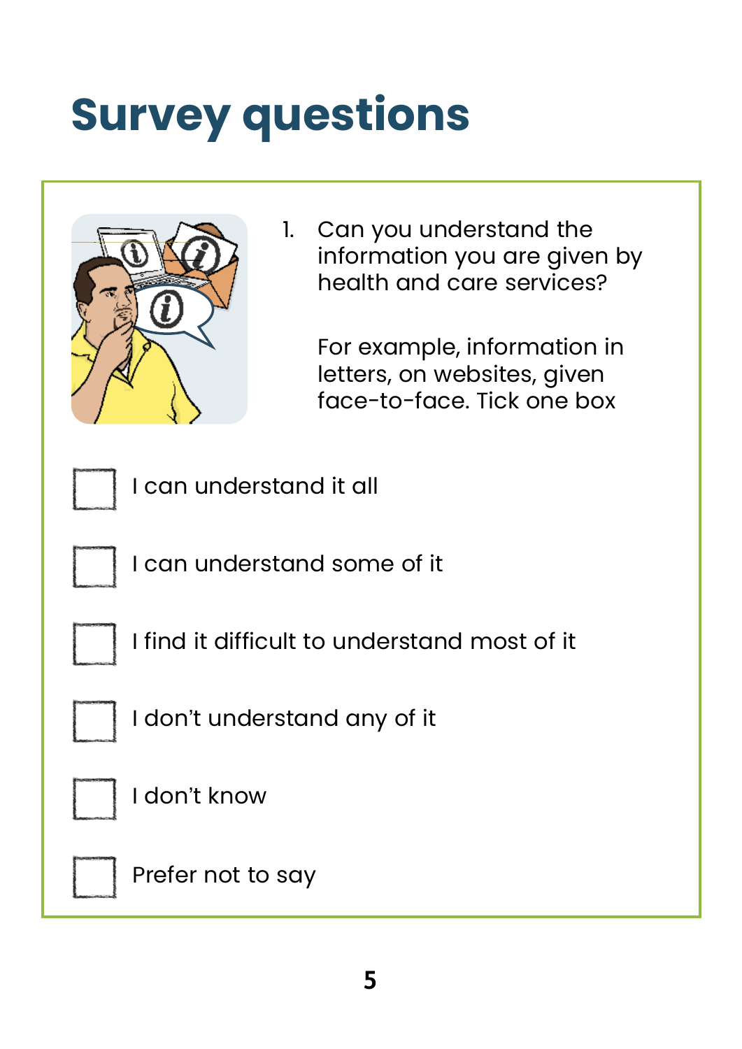# Survey questions

1. Can you understand the information you are given by health and care services?

   For example, information in letters, on websites, given face-to-face. Tick one box

- [ ] I can understand it all
- [ ] I can understand some of it
- [ ] I find it difficult to understand most of it
- [ ] I don't understand any of it
- [ ] I don't know
- [ ] Prefer not to say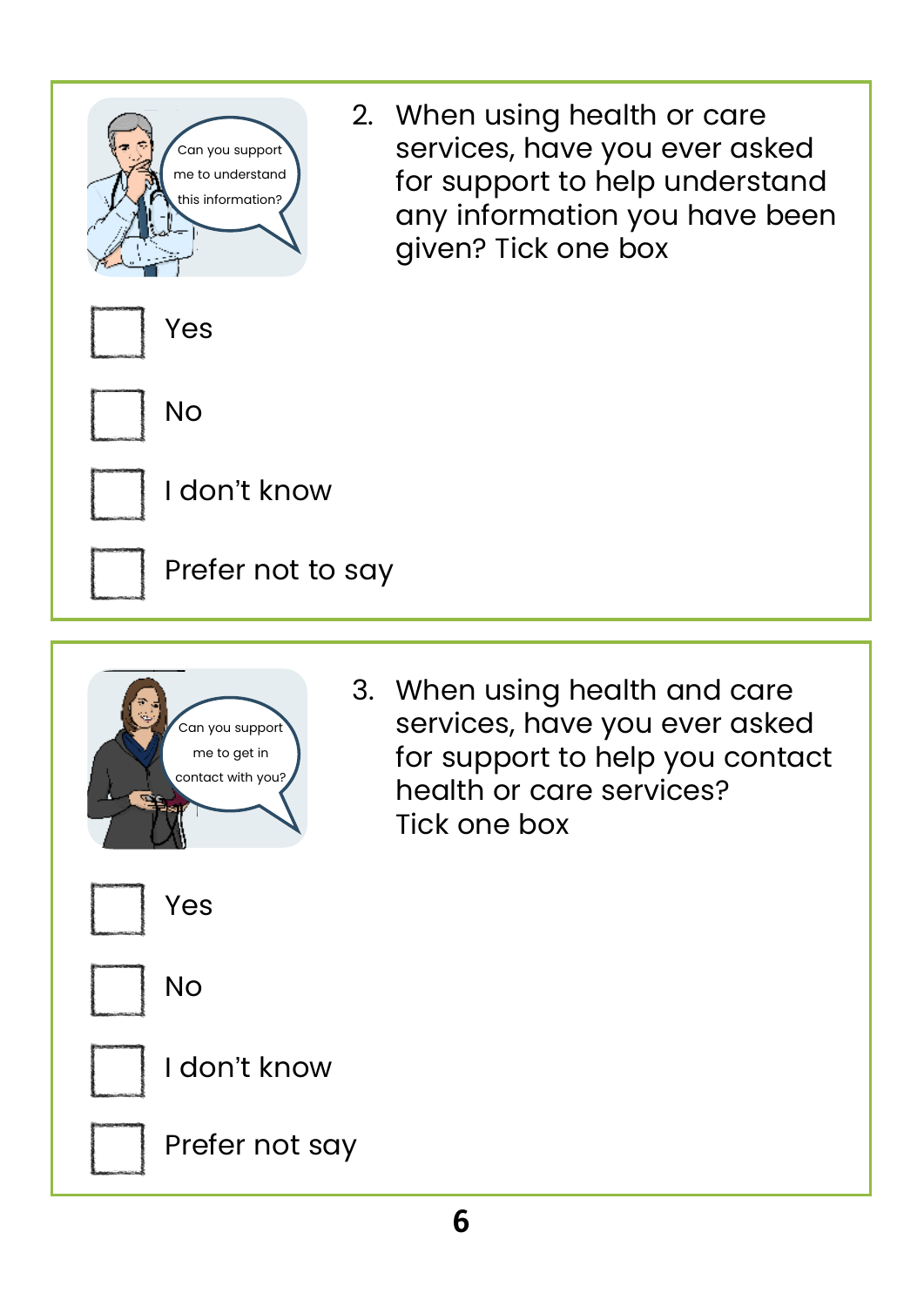2. When using health or care services, have you ever asked for support to help understand any information you have been given? Tick one box

Can you support me to understand this information?

- ☐ Yes
- ☐ No
- ☐ I don't know
- ☐ Prefer not to say

3. When using health and care services, have you ever asked for support to help you contact health or care services?
Tick one box

Can you support me to get in contact with you?

- ☐ Yes
- ☐ No
- ☐ I don't know
- ☐ Prefer not say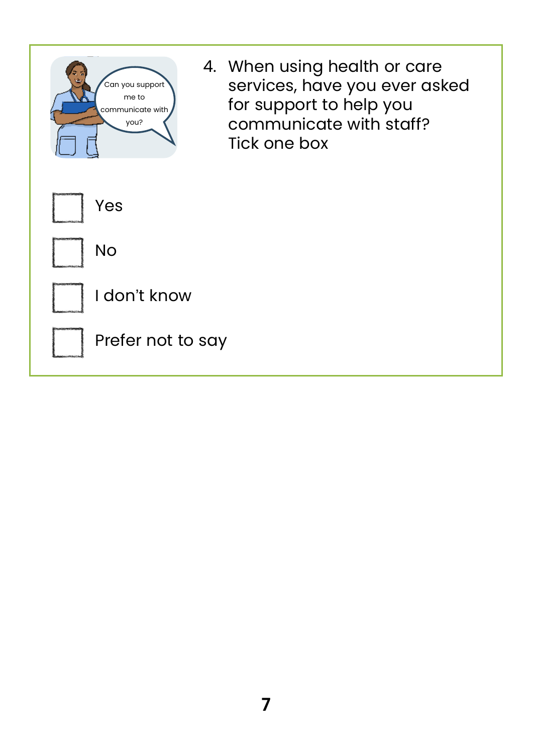4. When using health or care services, have you ever asked for support to help you communicate with staff?
   Tick one box

- [ ] Yes
- [ ] No
- [ ] I don't know
- [ ] Prefer not to say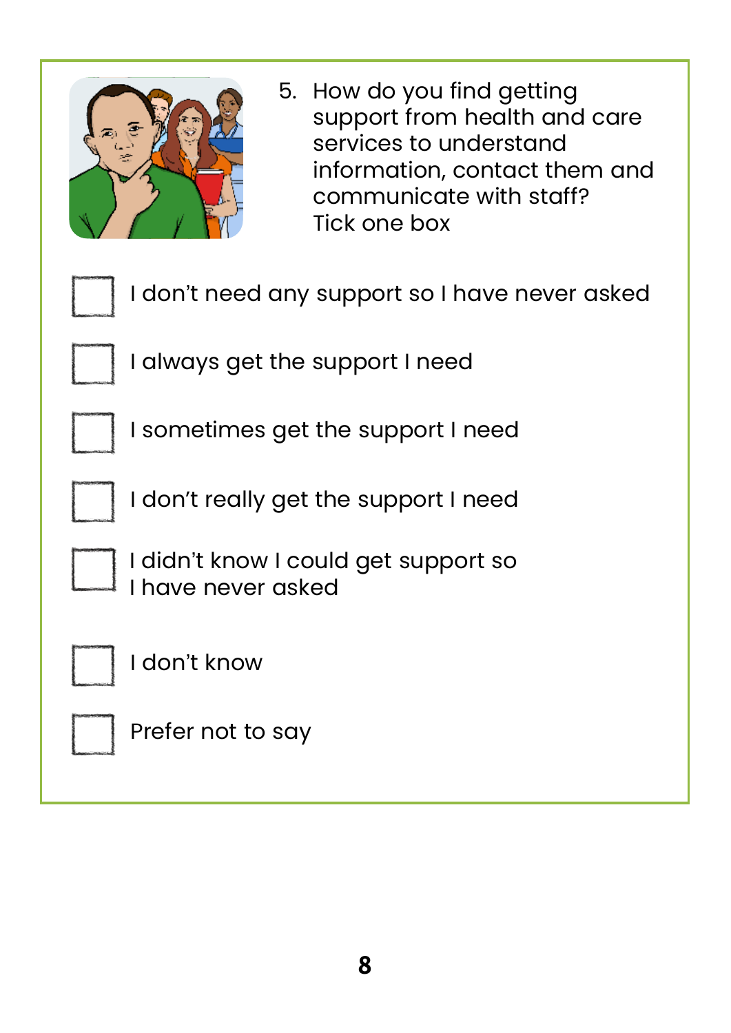5. How do you find getting support from health and care services to understand information, contact them and communicate with staff?
   Tick one box

- [ ] I don't need any support so I have never asked
- [ ] I always get the support I need
- [ ] I sometimes get the support I need
- [ ] I don't really get the support I need
- [ ] I didn't know I could get support so I have never asked
- [ ] I don't know
- [ ] Prefer not to say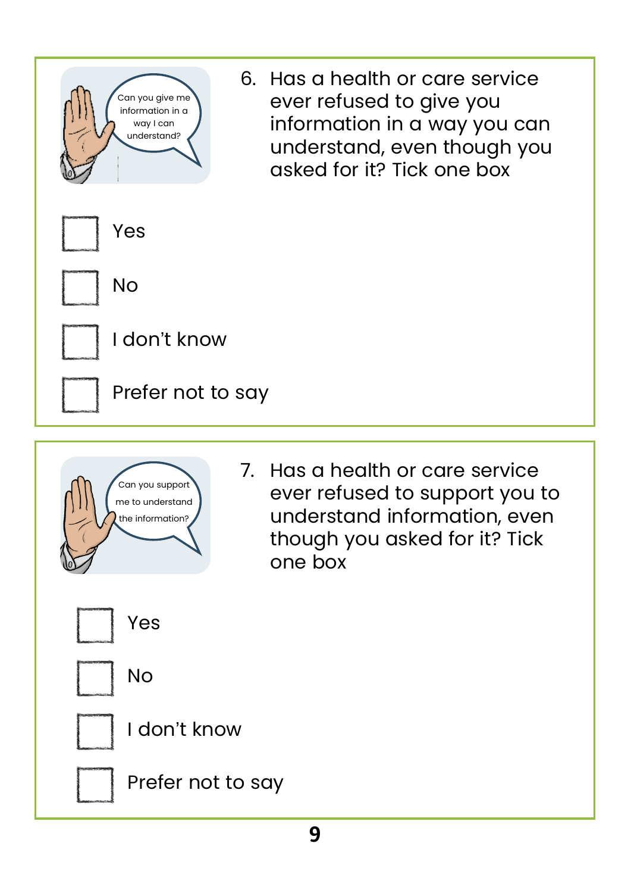6. Has a health or care service ever refused to give you information in a way you can understand, even though you asked for it? Tick one box

- [ ] Yes
- [ ] No
- [ ] I don't know
- [ ] Prefer not to say

7. Has a health or care service ever refused to support you to understand information, even though you asked for it? Tick one box

- [ ] Yes
- [ ] No
- [ ] I don't know
- [ ] Prefer not to say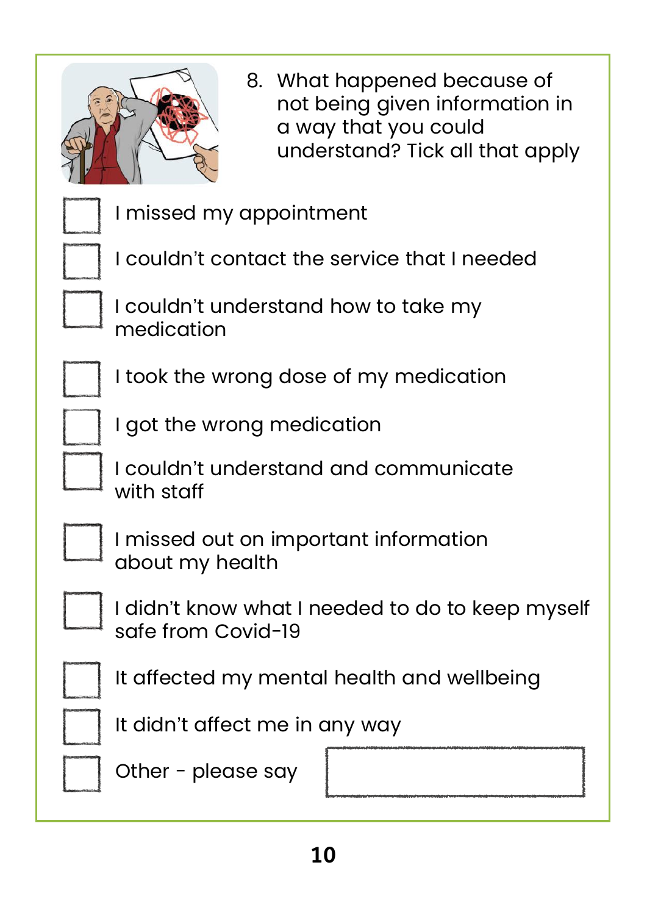8. What happened because of not being given information in a way that you could understand? Tick all that apply

- [ ] I missed my appointment
- [ ] I couldn't contact the service that I needed
- [ ] I couldn't understand how to take my medication
- [ ] I took the wrong dose of my medication
- [ ] I got the wrong medication
- [ ] I couldn't understand and communicate with staff
- [ ] I missed out on important information about my health
- [ ] I didn't know what I needed to do to keep myself safe from Covid-19
- [ ] It affected my mental health and wellbeing
- [ ] It didn't affect me in any way
- [ ] Other - please say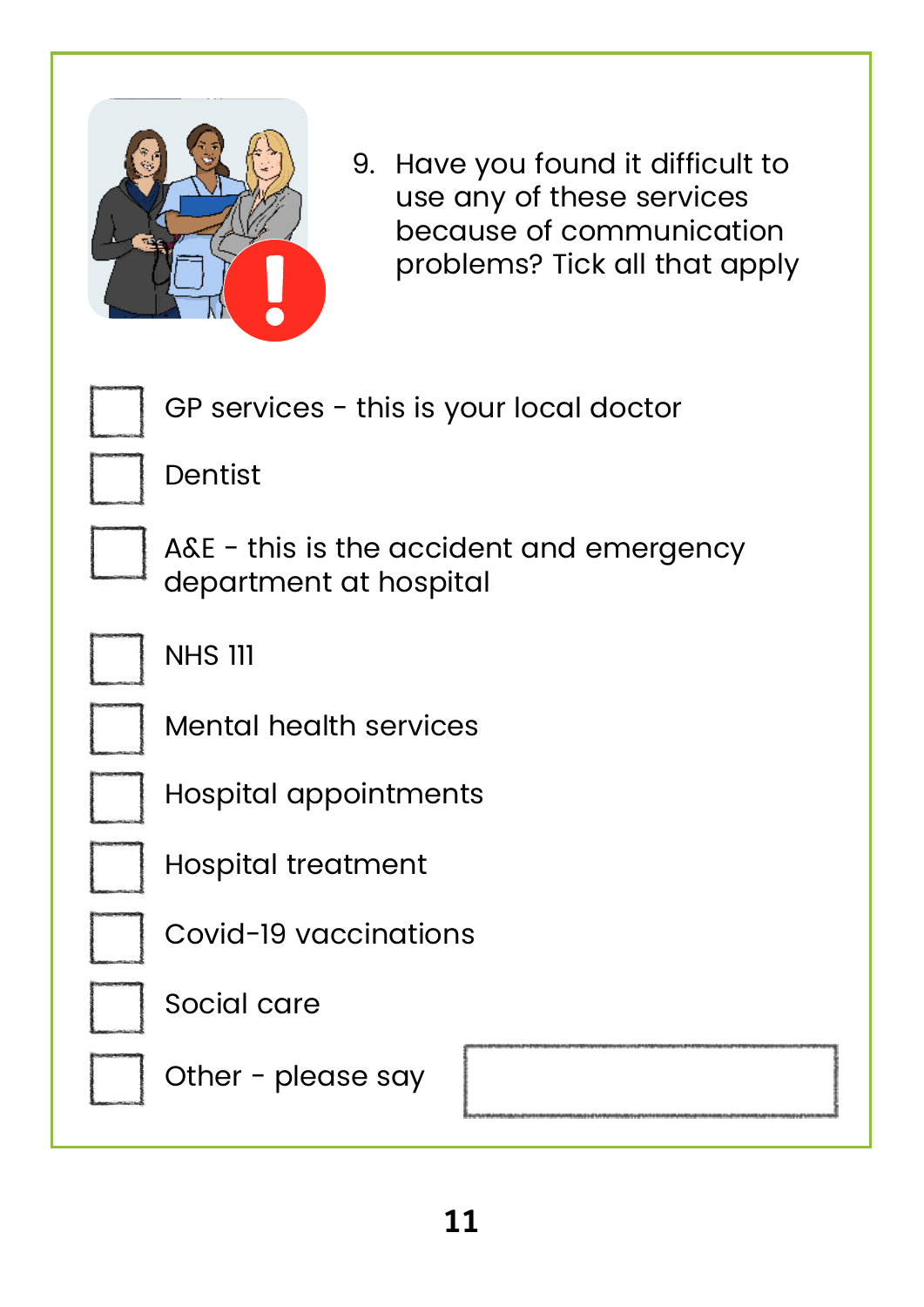9. Have you found it difficult to use any of these services because of communication problems? Tick all that apply

- [ ] GP services - this is your local doctor
- [ ] Dentist
- [ ] A&E - this is the accident and emergency department at hospital
- [ ] NHS 111
- [ ] Mental health services
- [ ] Hospital appointments
- [ ] Hospital treatment
- [ ] Covid-19 vaccinations
- [ ] Social care
- [ ] Other - please say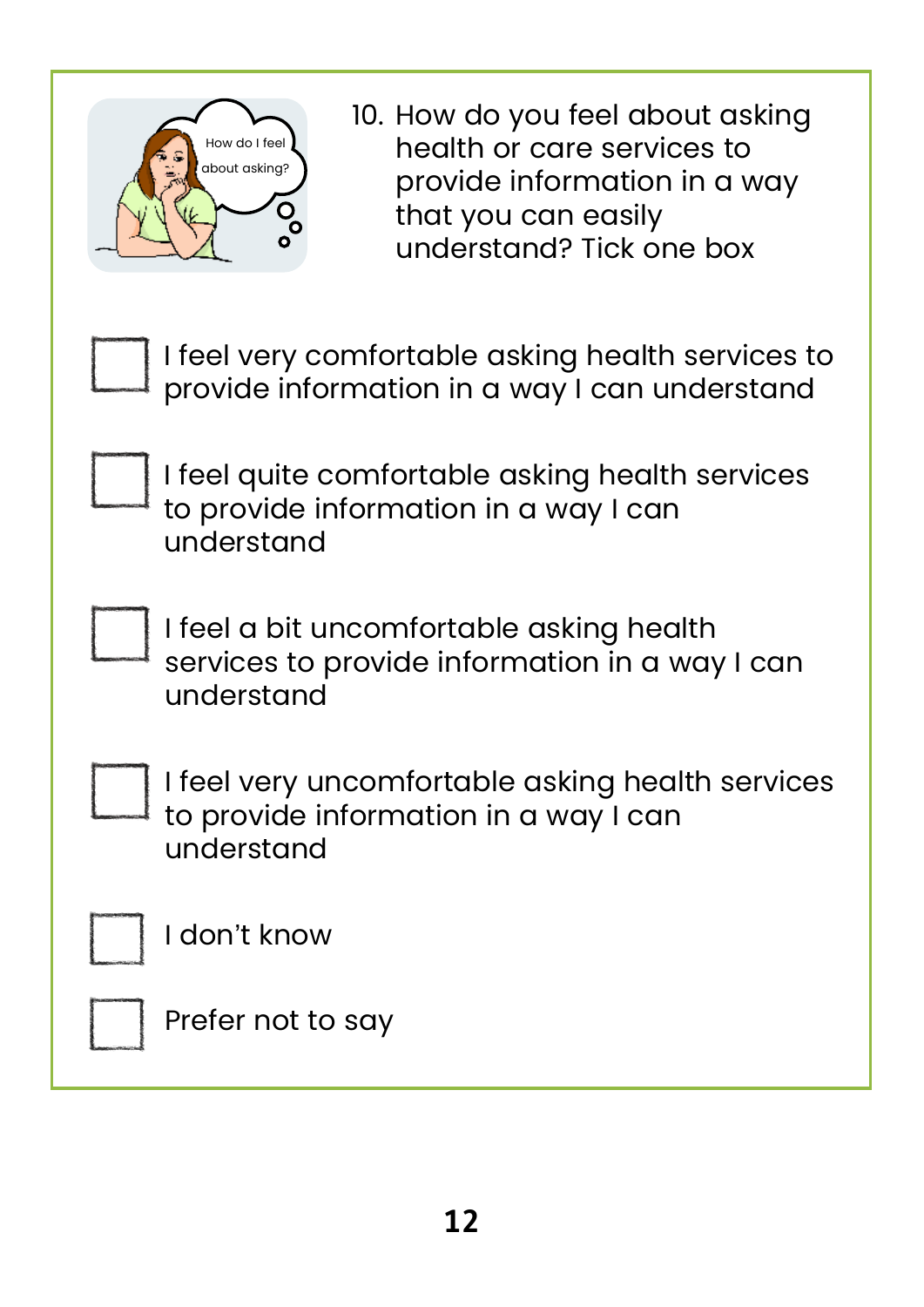10. How do you feel about asking health or care services to provide information in a way that you can easily understand? Tick one box

- ☐ I feel very comfortable asking health services to provide information in a way I can understand
- ☐ I feel quite comfortable asking health services to provide information in a way I can understand
- ☐ I feel a bit uncomfortable asking health services to provide information in a way I can understand
- ☐ I feel very uncomfortable asking health services to provide information in a way I can understand
- ☐ I don't know
- ☐ Prefer not to say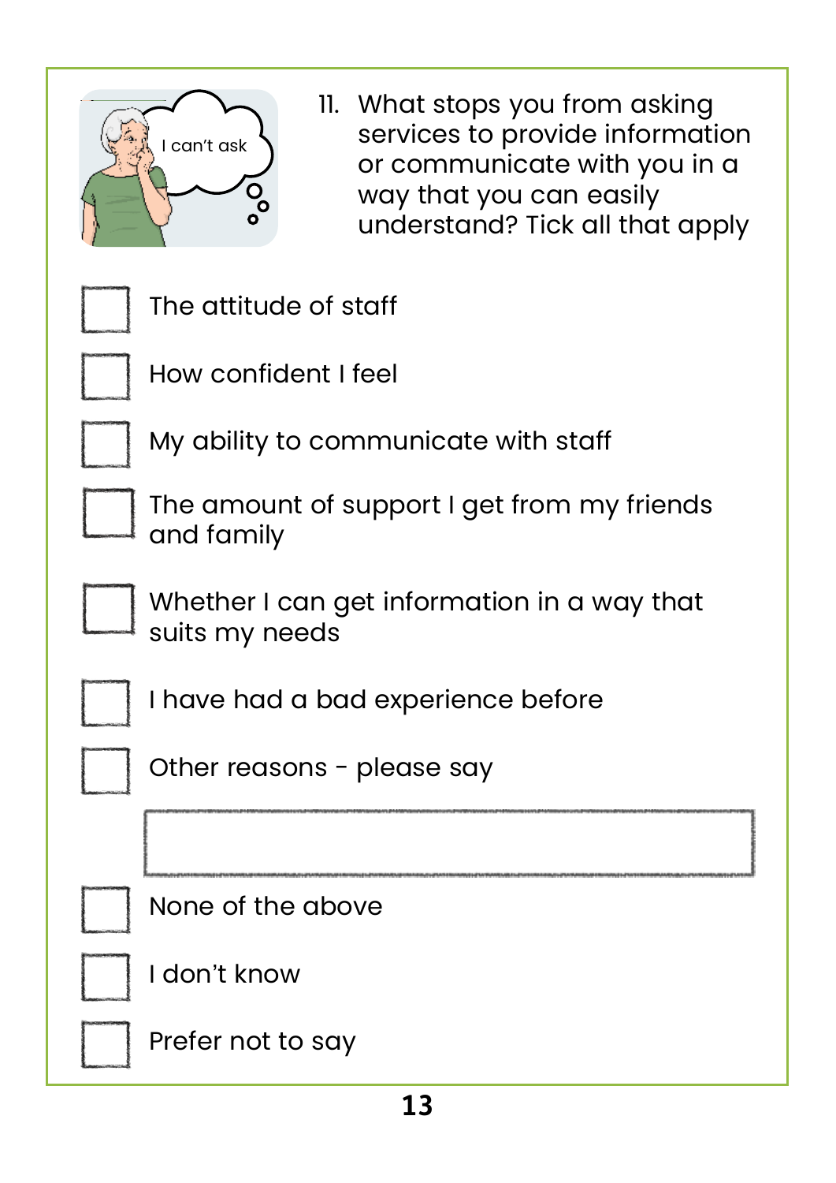11. What stops you from asking services to provide information or communicate with you in a way that you can easily understand? Tick all that apply

- [ ] The attitude of staff
- [ ] How confident I feel
- [ ] My ability to communicate with staff
- [ ] The amount of support I get from my friends and family
- [ ] Whether I can get information in a way that suits my needs
- [ ] I have had a bad experience before
- [ ] Other reasons - please say

_______________________________________________

- [ ] None of the above
- [ ] I don't know
- [ ] Prefer not to say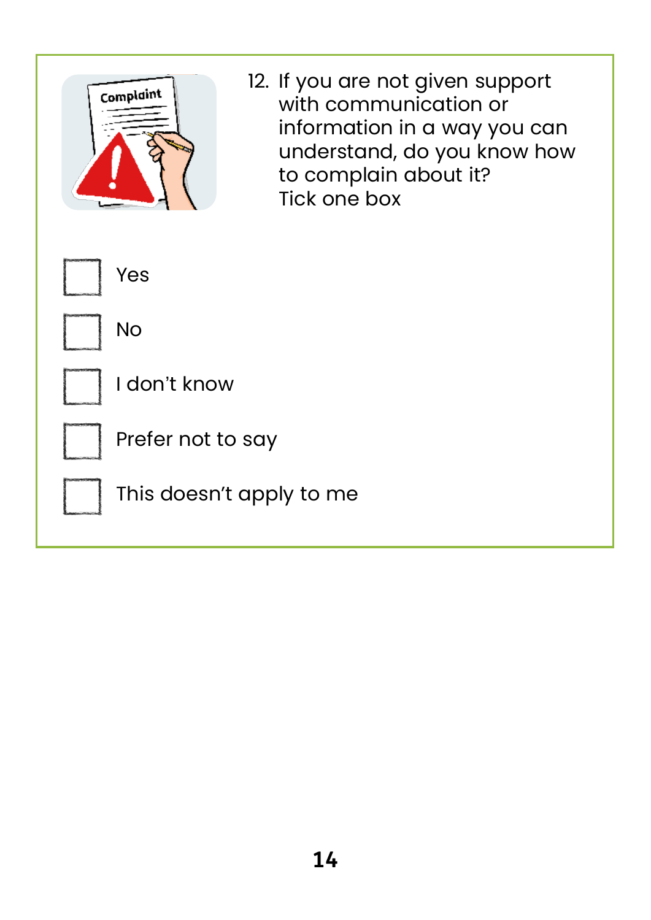12. If you are not given support with communication or information in a way you can understand, do you know how to complain about it?
Tick one box

- [ ] Yes
- [ ] No
- [ ] I don't know
- [ ] Prefer not to say
- [ ] This doesn't apply to me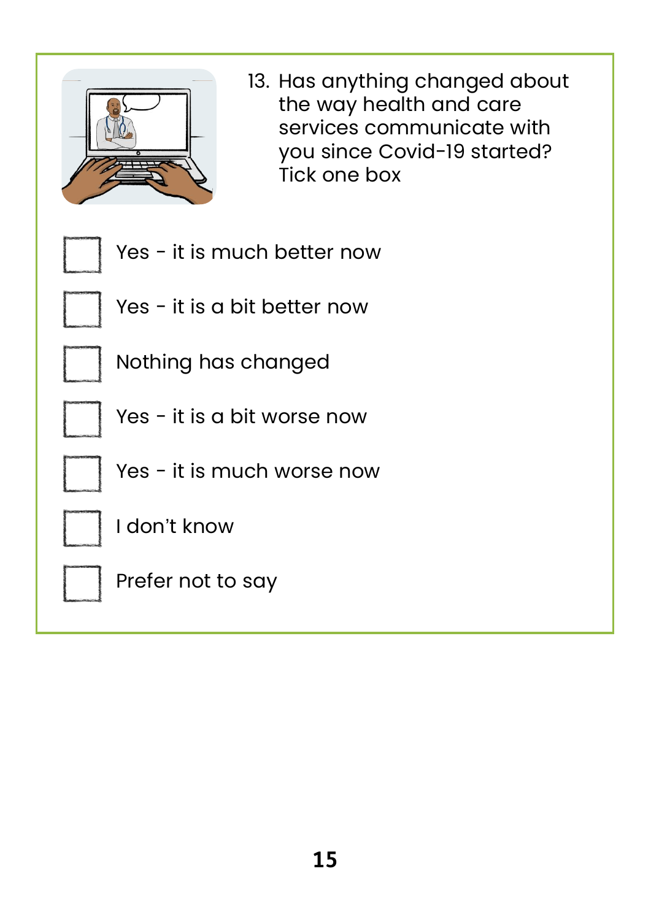13. Has anything changed about the way health and care services communicate with you since Covid-19 started? Tick one box

- [ ] Yes - it is much better now
- [ ] Yes - it is a bit better now
- [ ] Nothing has changed
- [ ] Yes - it is a bit worse now
- [ ] Yes - it is much worse now
- [ ] I don't know
- [ ] Prefer not to say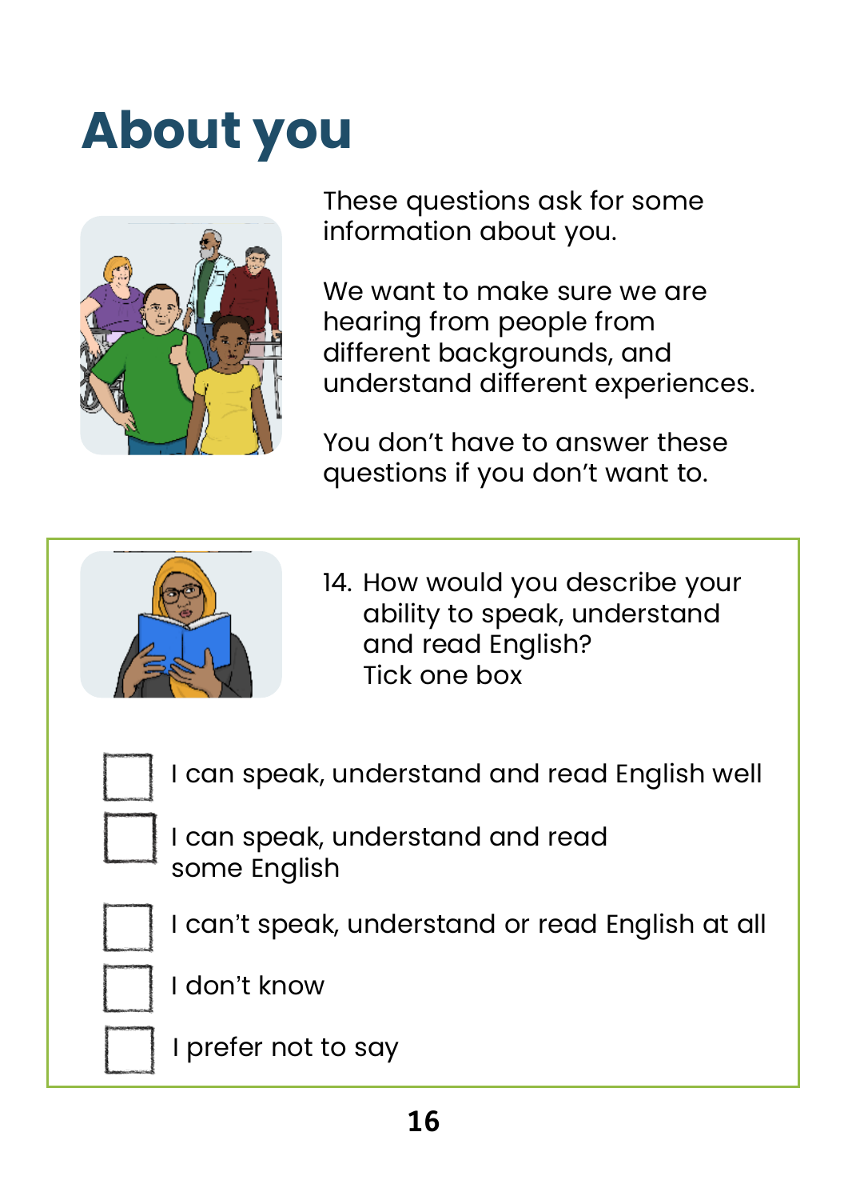# About you

These questions ask for some information about you.

We want to make sure we are hearing from people from different backgrounds, and understand different experiences.

You don't have to answer these questions if you don't want to.

14. How would you describe your ability to speak, understand and read English?
 Tick one box

- ☐ I can speak, understand and read English well
- ☐ I can speak, understand and read some English
- ☐ I can't speak, understand or read English at all
- ☐ I don't know
- ☐ I prefer not to say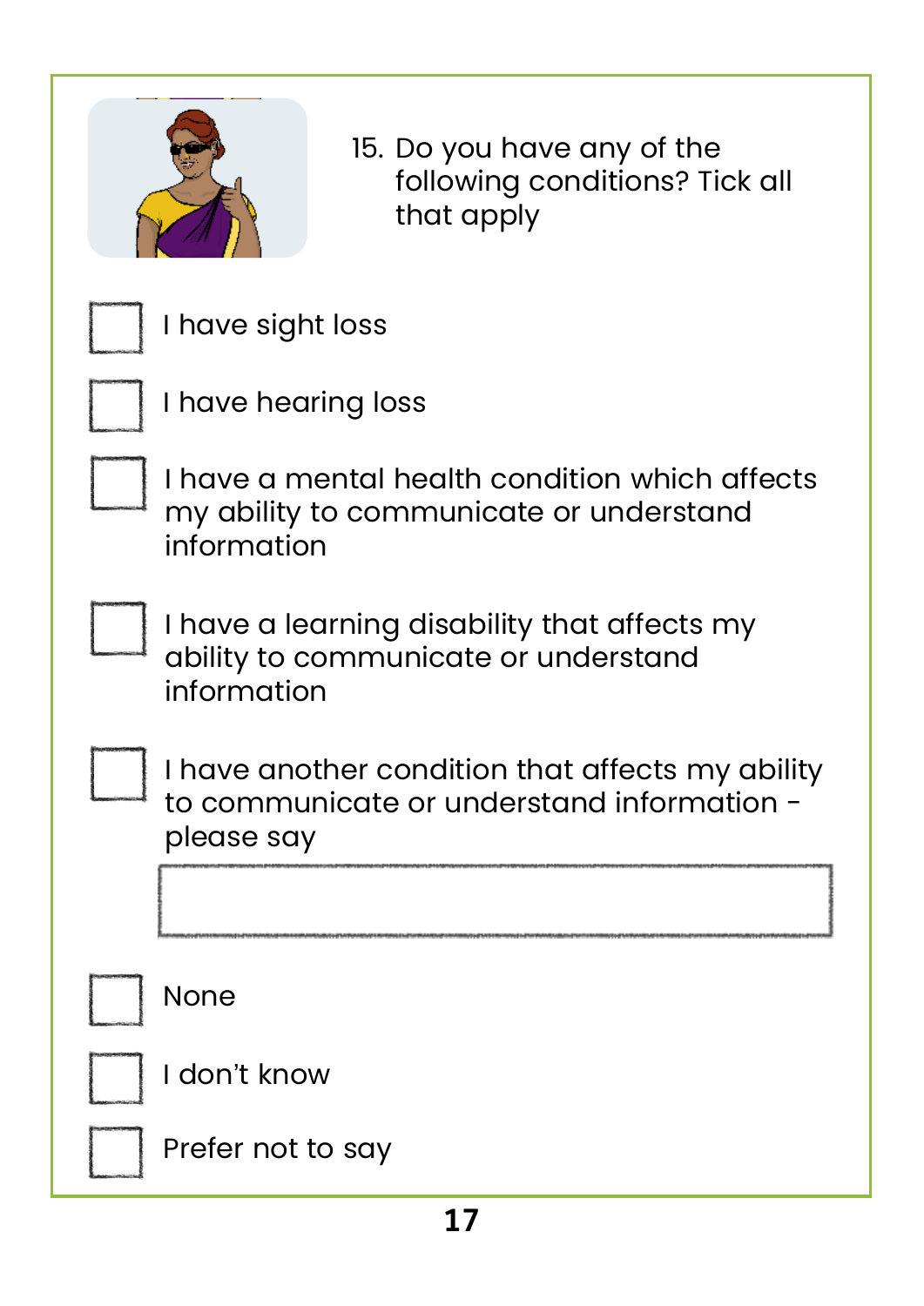15. Do you have any of the following conditions? Tick all that apply

- [ ] I have sight loss
- [ ] I have hearing loss
- [ ] I have a mental health condition which affects my ability to communicate or understand information
- [ ] I have a learning disability that affects my ability to communicate or understand information
- [ ] I have another condition that affects my ability to communicate or understand information - please say

  ______________________________

- [ ] None
- [ ] I don't know
- [ ] Prefer not to say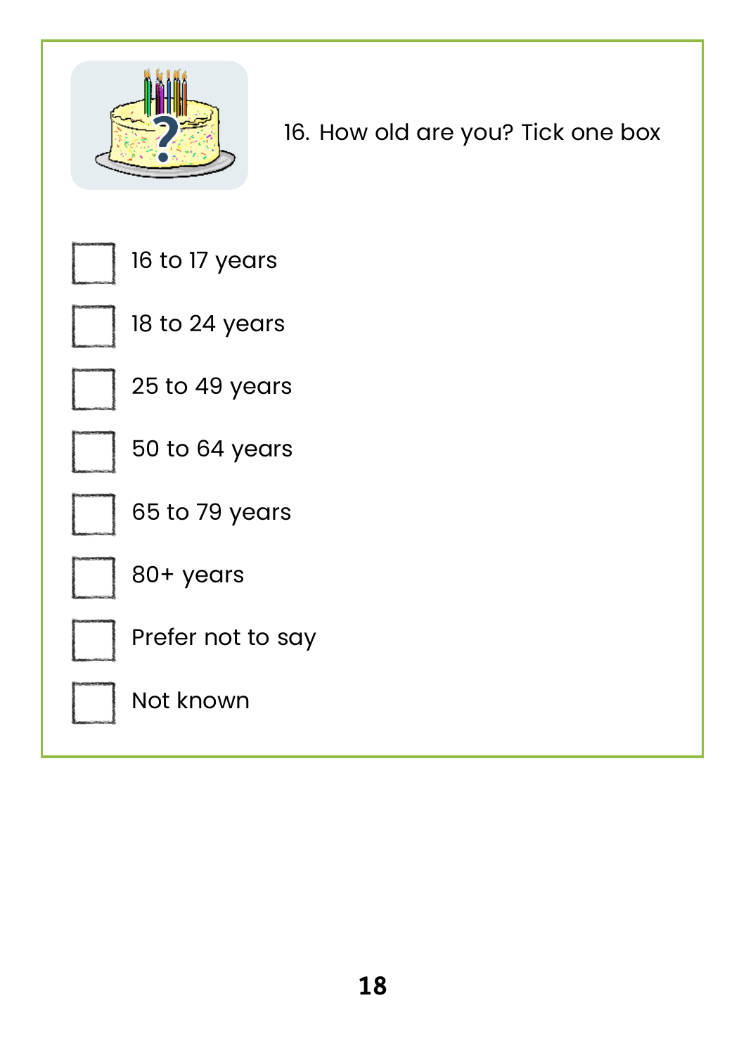16. How old are you? Tick one box

- [ ] 16 to 17 years
- [ ] 18 to 24 years
- [ ] 25 to 49 years
- [ ] 50 to 64 years
- [ ] 65 to 79 years
- [ ] 80+ years
- [ ] Prefer not to say
- [ ] Not known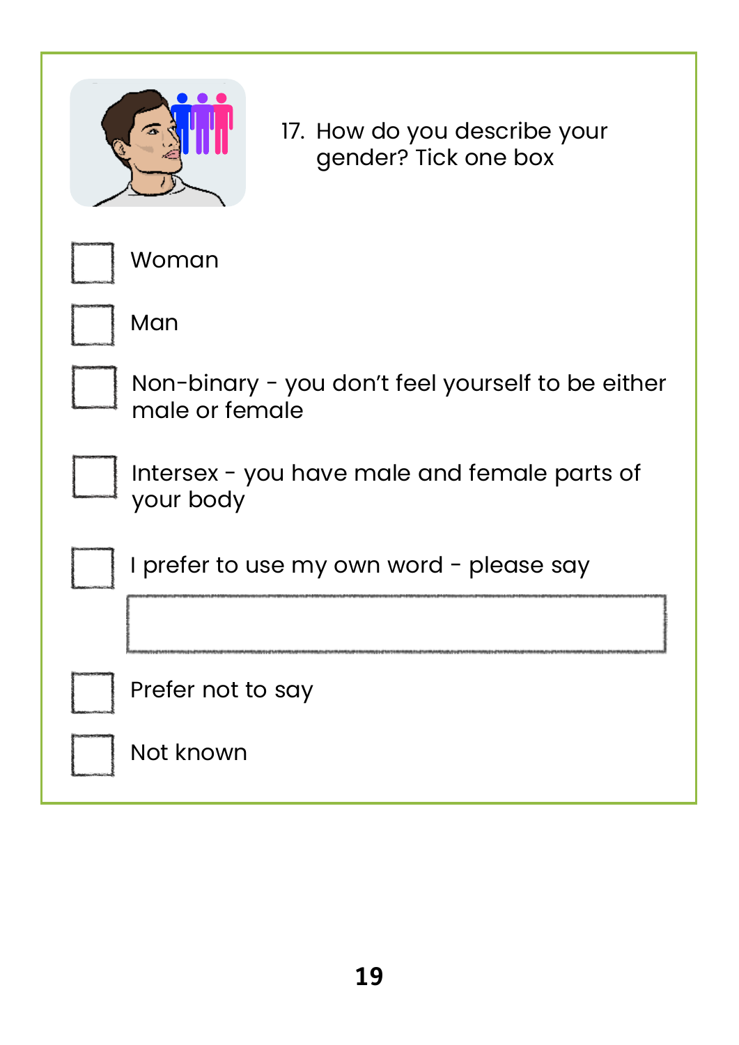17. How do you describe your gender? Tick one box

- [ ] Woman
- [ ] Man
- [ ] Non-binary - you don't feel yourself to be either male or female
- [ ] Intersex - you have male and female parts of your body
- [ ] I prefer to use my own word - please say

  ____________________

- [ ] Prefer not to say
- [ ] Not known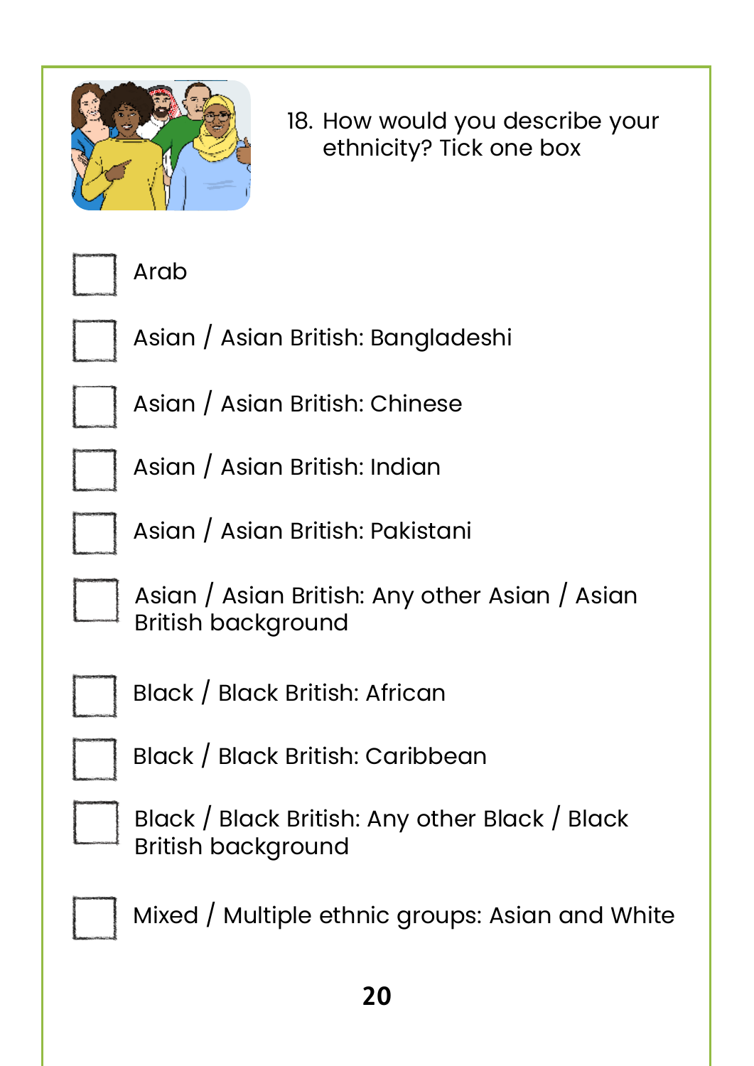18. How would you describe your ethnicity? Tick one box

- [ ] Arab
- [ ] Asian / Asian British: Bangladeshi
- [ ] Asian / Asian British: Chinese
- [ ] Asian / Asian British: Indian
- [ ] Asian / Asian British: Pakistani
- [ ] Asian / Asian British: Any other Asian / Asian British background
- [ ] Black / Black British: African
- [ ] Black / Black British: Caribbean
- [ ] Black / Black British: Any other Black / Black British background
- [ ] Mixed / Multiple ethnic groups: Asian and White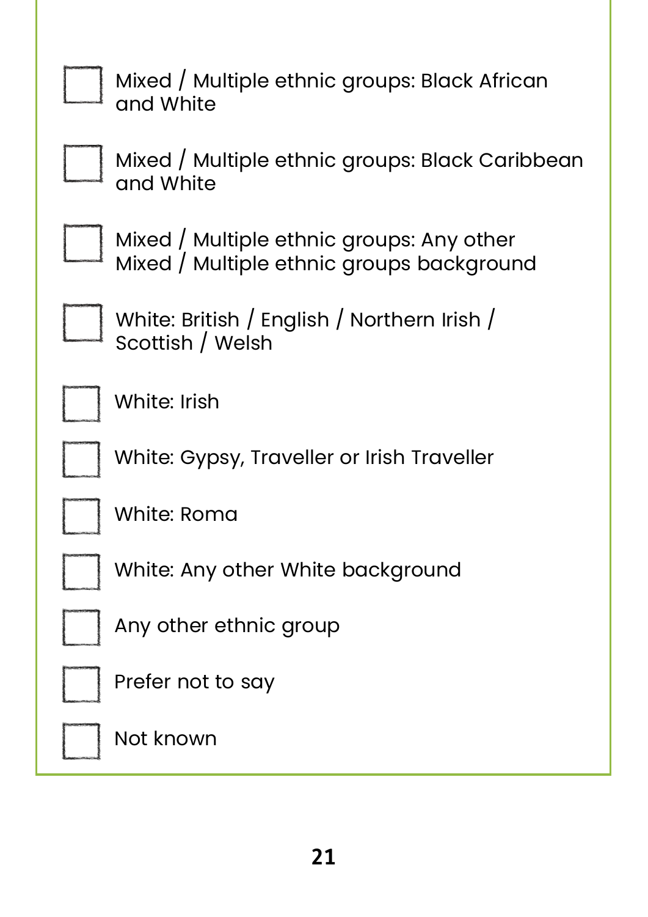- [ ] Mixed / Multiple ethnic groups: Black African and White
- [ ] Mixed / Multiple ethnic groups: Black Caribbean and White
- [ ] Mixed / Multiple ethnic groups: Any other Mixed / Multiple ethnic groups background
- [ ] White: British / English / Northern Irish / Scottish / Welsh
- [ ] White: Irish
- [ ] White: Gypsy, Traveller or Irish Traveller
- [ ] White: Roma
- [ ] White: Any other White background
- [ ] Any other ethnic group
- [ ] Prefer not to say
- [ ] Not known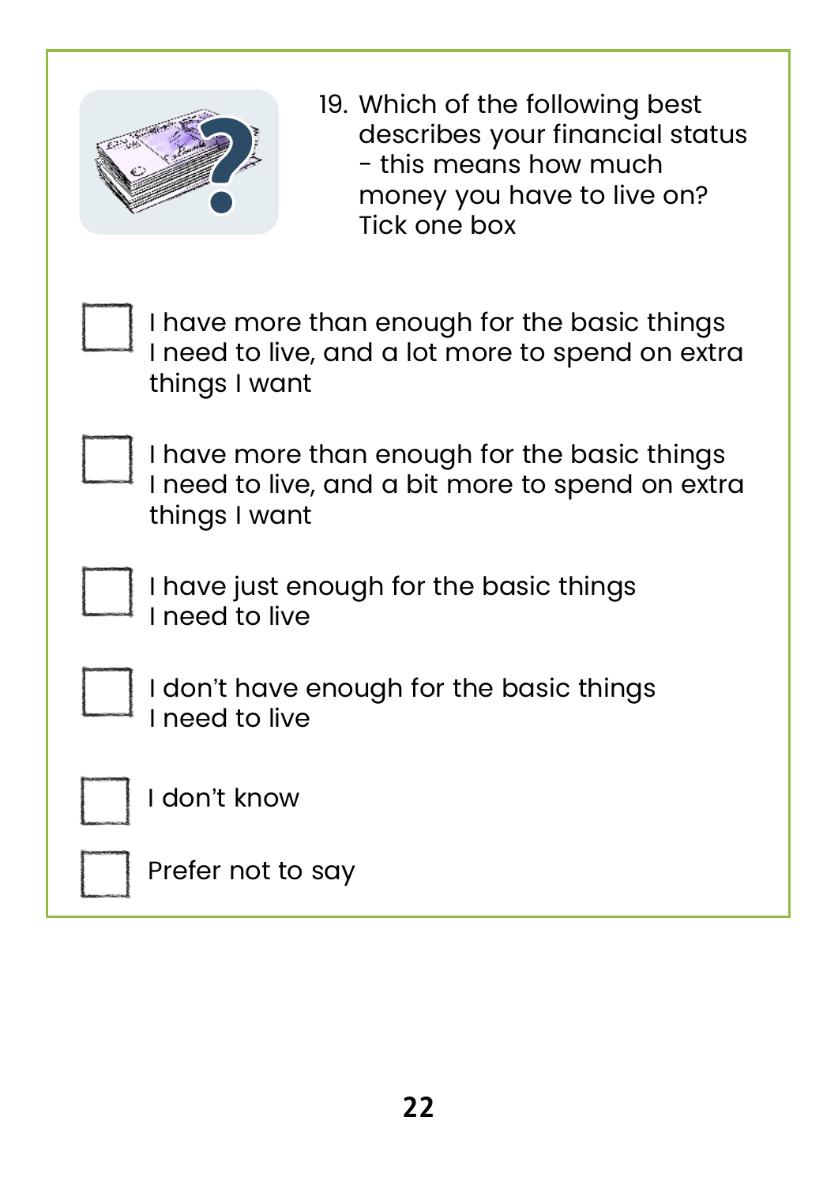19. Which of the following best describes your financial status - this means how much money you have to live on? Tick one box

- [ ] I have more than enough for the basic things I need to live, and a lot more to spend on extra things I want
- [ ] I have more than enough for the basic things I need to live, and a bit more to spend on extra things I want
- [ ] I have just enough for the basic things I need to live
- [ ] I don't have enough for the basic things I need to live
- [ ] I don't know
- [ ] Prefer not to say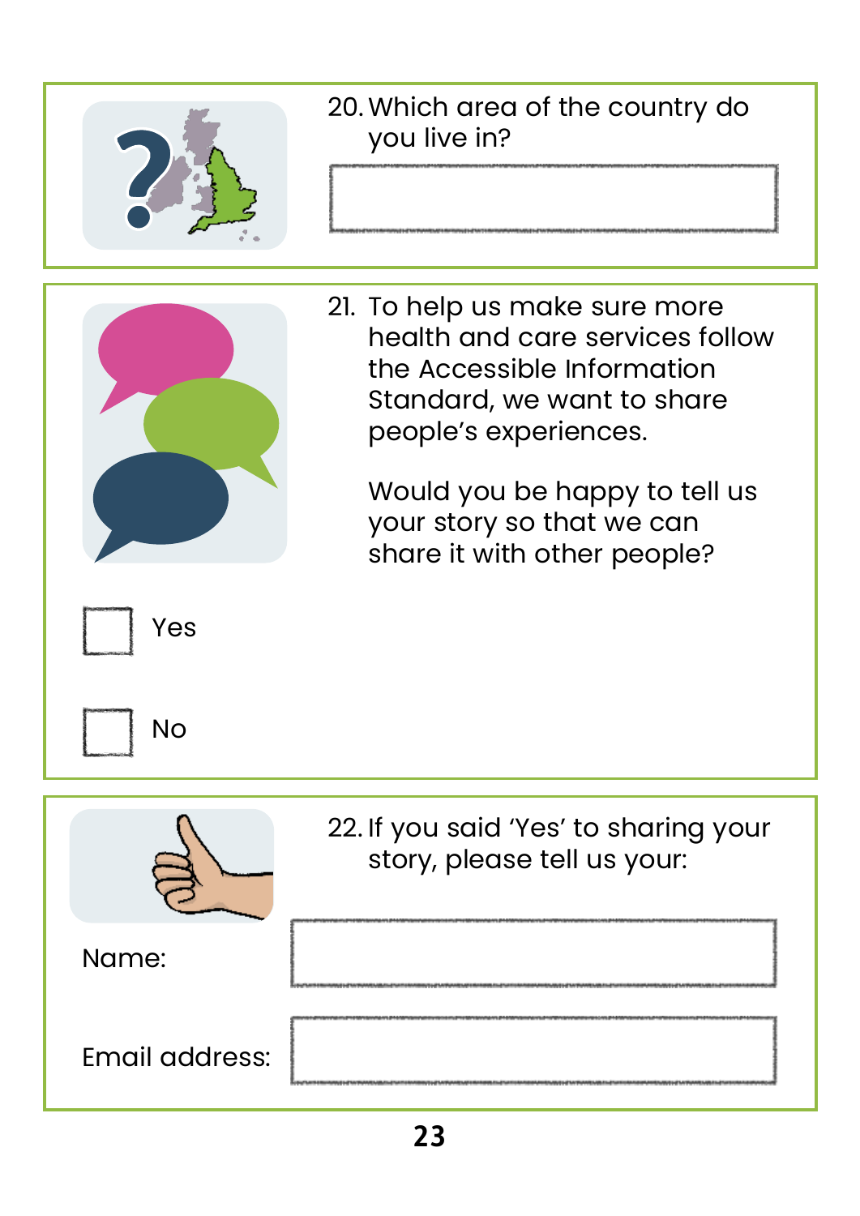20. Which area of the country do you live in?

21. To help us make sure more health and care services follow the Accessible Information Standard, we want to share people's experiences.

    Would you be happy to tell us your story so that we can share it with other people?

- [ ] Yes
- [ ] No

22. If you said 'Yes' to sharing your story, please tell us your:

Name:

Email address: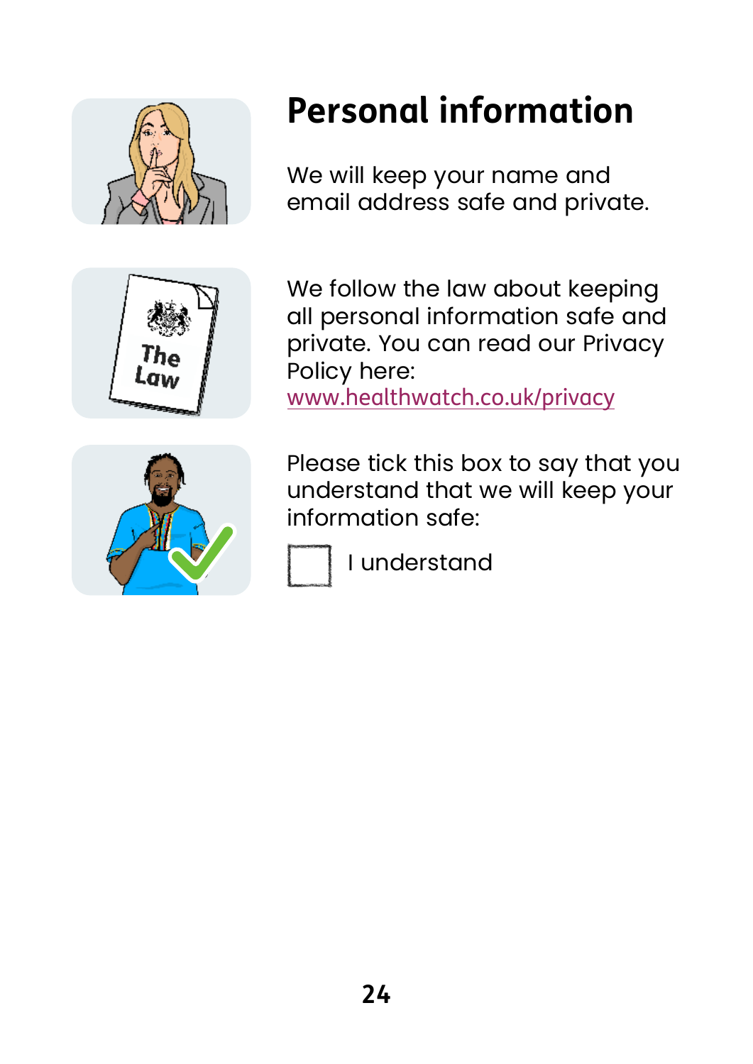# Personal information

We will keep your name and email address safe and private.

We follow the law about keeping all personal information safe and private. You can read our Privacy Policy here: [www.healthwatch.co.uk/privacy](http://www.healthwatch.co.uk/privacy)

Please tick this box to say that you understand that we will keep your information safe:

☐ I understand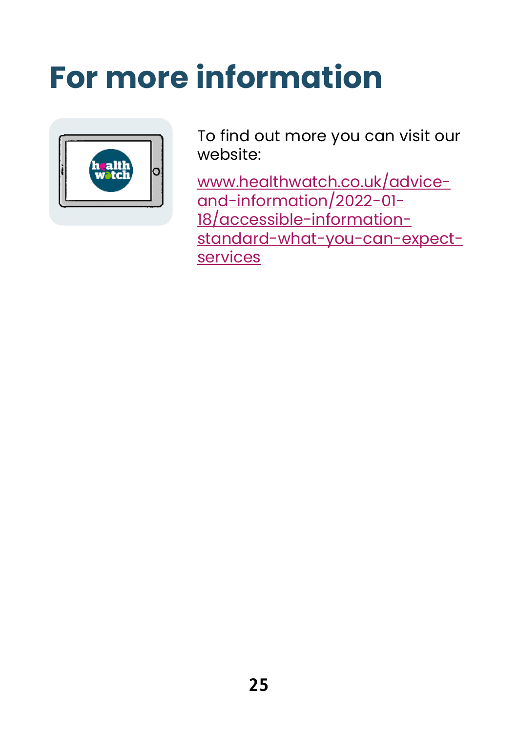# For more information

To find out more you can visit our website:

www.healthwatch.co.uk/advice-and-information/2022-01-18/accessible-information-standard-what-you-can-expect-services